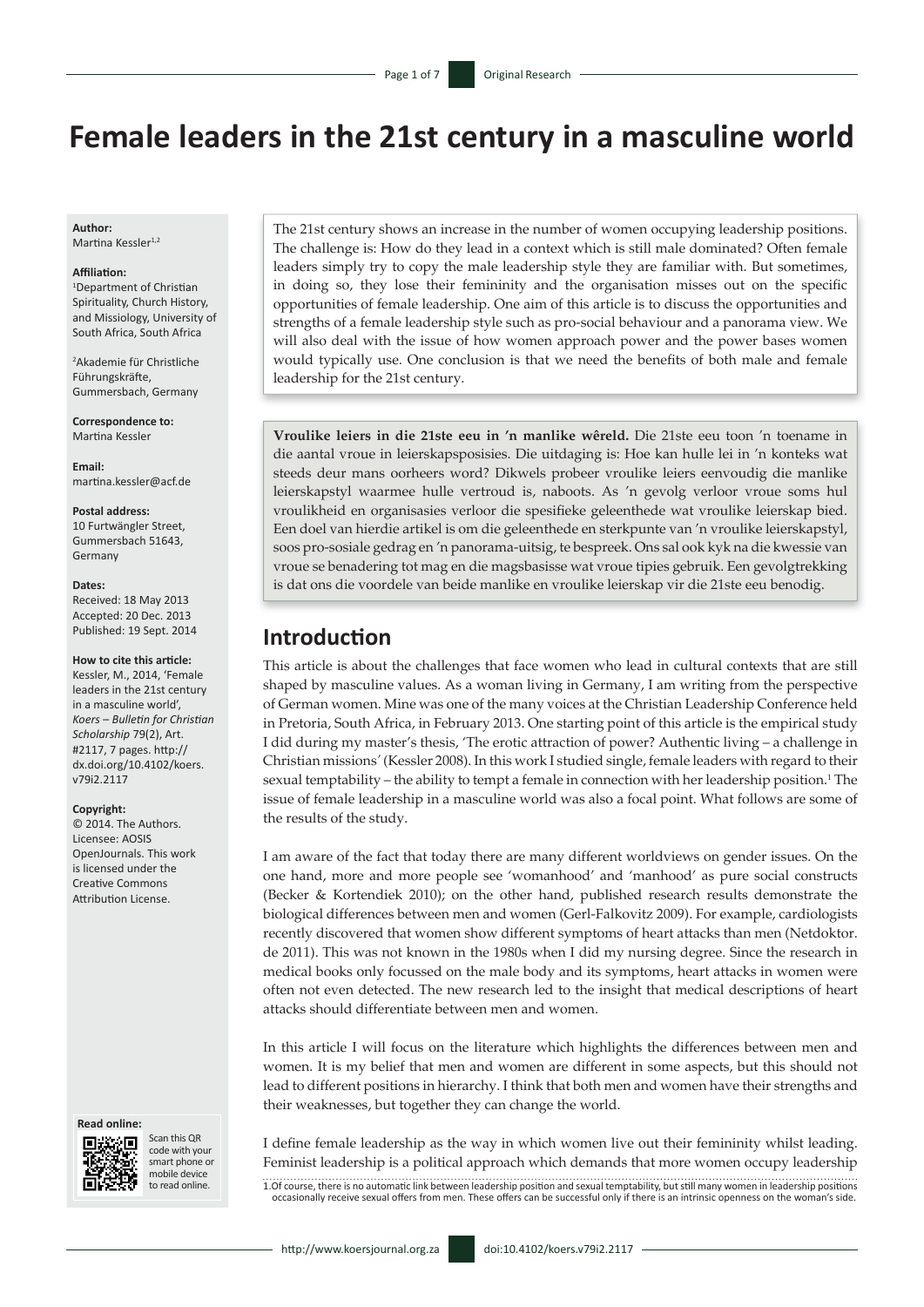# Female leaders in the 21st century in a masculine world

**Author:**
Martina Kessler[1,2]

**Affiliation:**
[1]Department of Christian Spirituality, Church History, and Missiology, University of South Africa, South Africa

[2]Akademie für Christliche Führungskräfte, Gummersbach, Germany

**Correspondence to:**
Martina Kessler

**Email:**
martina.kessler@acf.de

**Postal address:**
10 Furtwängler Street, Gummersbach 51643, Germany

**Dates:**
Received: 18 May 2013
Accepted: 20 Dec. 2013
Published: 19 Sept. 2014

**How to cite this article:**
Kessler, M., 2014, 'Female leaders in the 21st century in a masculine world', *Koers – Bulletin for Christian Scholarship* 79(2), Art. #2117, 7 pages. http://dx.doi.org/10.4102/koers.v79i2.2117

**Copyright:**
© 2014. The Authors. Licensee: AOSIS OpenJournals. This work is licensed under the Creative Commons Attribution License.

**Read online:**
Scan this QR code with your smart phone or mobile device to read online.

The 21st century shows an increase in the number of women occupying leadership positions. The challenge is: How do they lead in a context which is still male dominated? Often female leaders simply try to copy the male leadership style they are familiar with. But sometimes, in doing so, they lose their femininity and the organisation misses out on the specific opportunities of female leadership. One aim of this article is to discuss the opportunities and strengths of a female leadership style such as pro-social behaviour and a panorama view. We will also deal with the issue of how women approach power and the power bases women would typically use. One conclusion is that we need the benefits of both male and female leadership for the 21st century.

**Vroulike leiers in die 21ste eeu in 'n manlike wêreld.** Die 21ste eeu toon 'n toename in die aantal vroue in leierskapsposisies. Die uitdaging is: Hoe kan hulle lei in 'n konteks wat steeds deur mans oorheers word? Dikwels probeer vroulike leiers eenvoudig die manlike leierskapstyl waarmee hulle vertroud is, naboots. As 'n gevolg verloor vroue soms hul vroulikheid en organisasies verloor die spesifieke geleenthede wat vroulike leierskap bied. Een doel van hierdie artikel is om die geleenthede en sterkpunte van 'n vroulike leierskapstyl, soos pro-sosiale gedrag en 'n panorama-uitsig, te bespreek. Ons sal ook kyk na die kwessie van vroue se benadering tot mag en die magsbasisse wat vroue tipies gebruik. Een gevolgtrekking is dat ons die voordele van beide manlike en vroulike leierskap vir die 21ste eeu benodig.

## Introduction

This article is about the challenges that face women who lead in cultural contexts that are still shaped by masculine values. As a woman living in Germany, I am writing from the perspective of German women. Mine was one of the many voices at the Christian Leadership Conference held in Pretoria, South Africa, in February 2013. One starting point of this article is the empirical study I did during my master's thesis, 'The erotic attraction of power? Authentic living – a challenge in Christian missions' (Kessler 2008). In this work I studied single, female leaders with regard to their sexual temptability – the ability to tempt a female in connection with her leadership position.[1] The issue of female leadership in a masculine world was also a focal point. What follows are some of the results of the study.

I am aware of the fact that today there are many different worldviews on gender issues. On the one hand, more and more people see 'womanhood' and 'manhood' as pure social constructs (Becker & Kortendiek 2010); on the other hand, published research results demonstrate the biological differences between men and women (Gerl-Falkovitz 2009). For example, cardiologists recently discovered that women show different symptoms of heart attacks than men (Netdoktor.de 2011). This was not known in the 1980s when I did my nursing degree. Since the research in medical books only focussed on the male body and its symptoms, heart attacks in women were often not even detected. The new research led to the insight that medical descriptions of heart attacks should differentiate between men and women.

In this article I will focus on the literature which highlights the differences between men and women. It is my belief that men and women are different in some aspects, but this should not lead to different positions in hierarchy. I think that both men and women have their strengths and their weaknesses, but together they can change the world.

I define female leadership as the way in which women live out their femininity whilst leading. Feminist leadership is a political approach which demands that more women occupy leadership

1. Of course, there is no automatic link between leadership position and sexual temptability, but still many women in leadership positions occasionally receive sexual offers from men. These offers can be successful only if there is an intrinsic openness on the woman's side.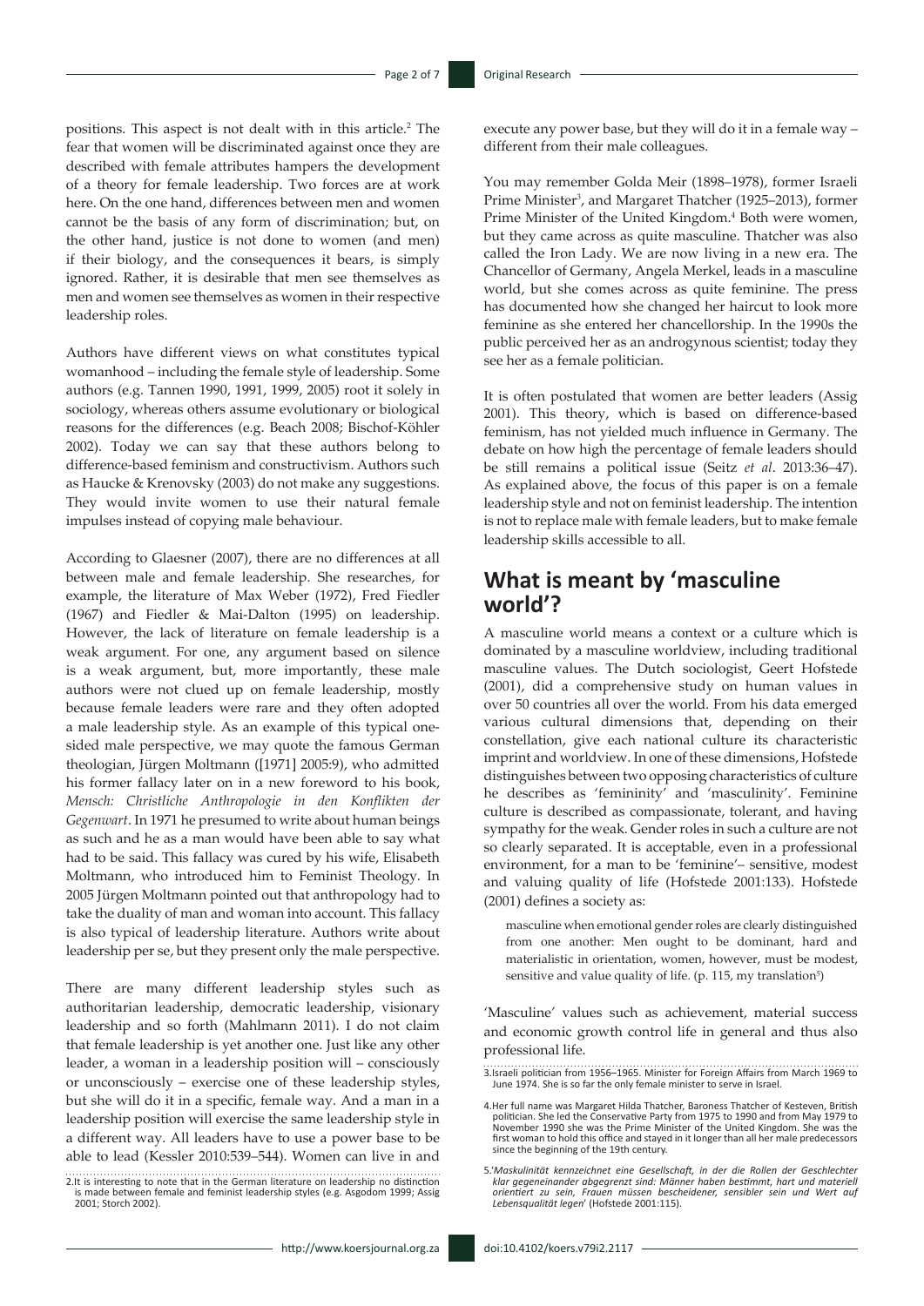positions. This aspect is not dealt with in this article.[2] The fear that women will be discriminated against once they are described with female attributes hampers the development of a theory for female leadership. Two forces are at work here. On the one hand, differences between men and women cannot be the basis of any form of discrimination; but, on the other hand, justice is not done to women (and men) if their biology, and the consequences it bears, is simply ignored. Rather, it is desirable that men see themselves as men and women see themselves as women in their respective leadership roles.

Authors have different views on what constitutes typical womanhood – including the female style of leadership. Some authors (e.g. Tannen 1990, 1991, 1999, 2005) root it solely in sociology, whereas others assume evolutionary or biological reasons for the differences (e.g. Beach 2008; Bischof-Köhler 2002). Today we can say that these authors belong to difference-based feminism and constructivism. Authors such as Haucke & Krenovsky (2003) do not make any suggestions. They would invite women to use their natural female impulses instead of copying male behaviour.

According to Glaesner (2007), there are no differences at all between male and female leadership. She researches, for example, the literature of Max Weber (1972), Fred Fiedler (1967) and Fiedler & Mai-Dalton (1995) on leadership. However, the lack of literature on female leadership is a weak argument. For one, any argument based on silence is a weak argument, but, more importantly, these male authors were not clued up on female leadership, mostly because female leaders were rare and they often adopted a male leadership style. As an example of this typical one-sided male perspective, we may quote the famous German theologian, Jürgen Moltmann ([1971] 2005:9), who admitted his former fallacy later on in a new foreword to his book, *Mensch: Christliche Anthropologie in den Konflikten der Gegenwart*. In 1971 he presumed to write about human beings as such and he as a man would have been able to say what had to be said. This fallacy was cured by his wife, Elisabeth Moltmann, who introduced him to Feminist Theology. In 2005 Jürgen Moltmann pointed out that anthropology had to take the duality of man and woman into account. This fallacy is also typical of leadership literature. Authors write about leadership per se, but they present only the male perspective.

There are many different leadership styles such as authoritarian leadership, democratic leadership, visionary leadership and so forth (Mahlmann 2011). I do not claim that female leadership is yet another one. Just like any other leader, a woman in a leadership position will – consciously or unconsciously – exercise one of these leadership styles, but she will do it in a specific, female way. And a man in a leadership position will exercise the same leadership style in a different way. All leaders have to use a power base to be able to lead (Kessler 2010:539–544). Women can live in and execute any power base, but they will do it in a female way – different from their male colleagues.

You may remember Golda Meir (1898–1978), former Israeli Prime Minister[3], and Margaret Thatcher (1925–2013), former Prime Minister of the United Kingdom.[4] Both were women, but they came across as quite masculine. Thatcher was also called the Iron Lady. We are now living in a new era. The Chancellor of Germany, Angela Merkel, leads in a masculine world, but she comes across as quite feminine. The press has documented how she changed her haircut to look more feminine as she entered her chancellorship. In the 1990s the public perceived her as an androgynous scientist; today they see her as a female politician.

It is often postulated that women are better leaders (Assig 2001). This theory, which is based on difference-based feminism, has not yielded much influence in Germany. The debate on how high the percentage of female leaders should be still remains a political issue (Seitz *et al*. 2013:36–47). As explained above, the focus of this paper is on a female leadership style and not on feminist leadership. The intention is not to replace male with female leaders, but to make female leadership skills accessible to all.

## What is meant by 'masculine world'?

A masculine world means a context or a culture which is dominated by a masculine worldview, including traditional masculine values. The Dutch sociologist, Geert Hofstede (2001), did a comprehensive study on human values in over 50 countries all over the world. From his data emerged various cultural dimensions that, depending on their constellation, give each national culture its characteristic imprint and worldview. In one of these dimensions, Hofstede distinguishes between two opposing characteristics of culture he describes as 'femininity' and 'masculinity'. Feminine culture is described as compassionate, tolerant, and having sympathy for the weak. Gender roles in such a culture are not so clearly separated. It is acceptable, even in a professional environment, for a man to be 'feminine'– sensitive, modest and valuing quality of life (Hofstede 2001:133). Hofstede (2001) defines a society as:

> masculine when emotional gender roles are clearly distinguished from one another: Men ought to be dominant, hard and materialistic in orientation, women, however, must be modest, sensitive and value quality of life. (p. 115, my translation[5])

'Masculine' values such as achievement, material success and economic growth control life in general and thus also professional life.

---

2. It is interesting to note that in the German literature on leadership no distinction is made between female and feminist leadership styles (e.g. Asgodom 1999; Assig 2001; Storch 2002).

3. Israeli politician from 1956–1965. Minister for Foreign Affairs from March 1969 to June 1974. She is so far the only female minister to serve in Israel.

4. Her full name was Margaret Hilda Thatcher, Baroness Thatcher of Kesteven, British politician. She led the Conservative Party from 1975 to 1990 and from May 1979 to November 1990 she was the Prime Minister of the United Kingdom. She was the first woman to hold this office and stayed in it longer than all her male predecessors since the beginning of the 19th century.

5. '*Maskulinität kennzeichnet eine Gesellschaft, in der die Rollen der Geschlechter klar gegeneinander abgegrenzt sind: Männer haben bestimmt, hart und materiell orientiert zu sein, Frauen müssen bescheidener, sensibler sein und Wert auf Lebensqualität legen*' (Hofstede 2001:115).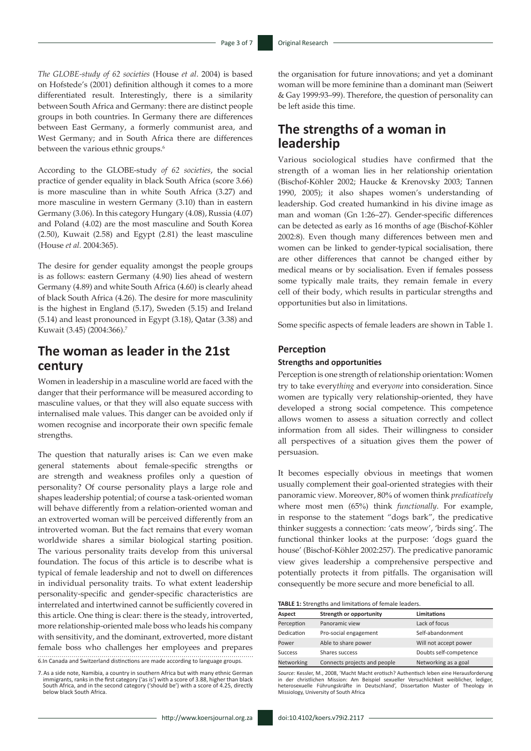*The GLOBE-study of 62 societies* (House *et al*. 2004) is based on Hofstede's (2001) definition although it comes to a more differentiated result. Interestingly, there is a similarity between South Africa and Germany: there are distinct people groups in both countries. In Germany there are differences between East Germany, a formerly communist area, and West Germany; and in South Africa there are differences between the various ethnic groups.[6]

According to the GLOBE-study *of 62 societies*, the social practice of gender equality in black South Africa (score 3.66) is more masculine than in white South Africa (3.27) and more masculine in western Germany (3.10) than in eastern Germany (3.06). In this category Hungary (4.08), Russia (4.07) and Poland (4.02) are the most masculine and South Korea (2.50), Kuwait (2.58) and Egypt (2.81) the least masculine (House *et al.* 2004:365).

The desire for gender equality amongst the people groups is as follows: eastern Germany (4.90) lies ahead of western Germany (4.89) and white South Africa (4.60) is clearly ahead of black South Africa (4.26). The desire for more masculinity is the highest in England (5.17), Sweden (5.15) and Ireland (5.14) and least pronounced in Egypt (3.18), Qatar (3.38) and Kuwait (3.45) (2004:366).[7]

## The woman as leader in the 21st century

Women in leadership in a masculine world are faced with the danger that their performance will be measured according to masculine values, or that they will also equate success with internalised male values. This danger can be avoided only if women recognise and incorporate their own specific female strengths.

The question that naturally arises is: Can we even make general statements about female-specific strengths or are strength and weakness profiles only a question of personality? Of course personality plays a large role and shapes leadership potential; of course a task-oriented woman will behave differently from a relation-oriented woman and an extroverted woman will be perceived differently from an introverted woman. But the fact remains that every woman worldwide shares a similar biological starting position. The various personality traits develop from this universal foundation. The focus of this article is to describe what is typical of female leadership and not to dwell on differences in individual personality traits. To what extent leadership personality-specific and gender-specific characteristics are interrelated and intertwined cannot be sufficiently covered in this article. One thing is clear: there is the steady, introverted, more relationship-oriented male boss who leads his company with sensitivity, and the dominant, extroverted, more distant female boss who challenges her employees and prepares the organisation for future innovations; and yet a dominant woman will be more feminine than a dominant man (Seiwert & Gay 1999:93–99). Therefore, the question of personality can be left aside this time.

## The strengths of a woman in leadership

Various sociological studies have confirmed that the strength of a woman lies in her relationship orientation (Bischof-Köhler 2002; Haucke & Krenovsky 2003; Tannen 1990, 2005); it also shapes women's understanding of leadership. God created humankind in his divine image as man and woman (Gn 1:26–27). Gender-specific differences can be detected as early as 16 months of age (Bischof-Köhler 2002:8). Even though many differences between men and women can be linked to gender-typical socialisation, there are other differences that cannot be changed either by medical means or by socialisation. Even if females possess some typically male traits, they remain female in every cell of their body, which results in particular strengths and opportunities but also in limitations.

Some specific aspects of female leaders are shown in Table 1.

### Perception

#### Strengths and opportunities

Perception is one strength of relationship orientation: Women try to take every*thing* and every*one* into consideration. Since women are typically very relationship-oriented, they have developed a strong social competence. This competence allows women to assess a situation correctly and collect information from all sides. Their willingness to consider all perspectives of a situation gives them the power of persuasion.

It becomes especially obvious in meetings that women usually complement their goal-oriented strategies with their panoramic view. Moreover, 80% of women think *predicatively* where most men (65%) think *functionally*. For example, in response to the statement "dogs bark", the predicative thinker suggests a connection: 'cats meow', 'birds sing'. The functional thinker looks at the purpose: 'dogs guard the house' (Bischof-Köhler 2002:257). The predicative panoramic view gives leadership a comprehensive perspective and potentially protects it from pitfalls. The organisation will consequently be more secure and more beneficial to all.

**TABLE 1:** Strengths and limitations of female leaders.

| Aspect | Strength or opportunity | Limitations |
| --- | --- | --- |
| Perception | Panoramic view | Lack of focus |
| Dedication | Pro-social engagement | Self-abandonment |
| Power | Able to share power | Will not accept power |
| Success | Shares success | Doubts self-competence |
| Networking | Connects projects and people | Networking as a goal |

*Source:* Kessler, M., 2008, 'Macht Macht erotisch? Authentisch leben eine Herausforderung in der christlichen Mission: Am Beispiel sexueller Versuchlichkeit weiblicher, lediger, heterosexuelle Führungskräfte in Deutschland', Dissertation Master of Theology in Missiology, University of South Africa

6. In Canada and Switzerland distinctions are made according to language groups.

7. As a side note, Namibia, a country in southern Africa but with many ethnic German immigrants, ranks in the first category ('as is') with a score of 3.88, higher than black South Africa, and in the second category ('should be') with a score of 4.25, directly below black South Africa.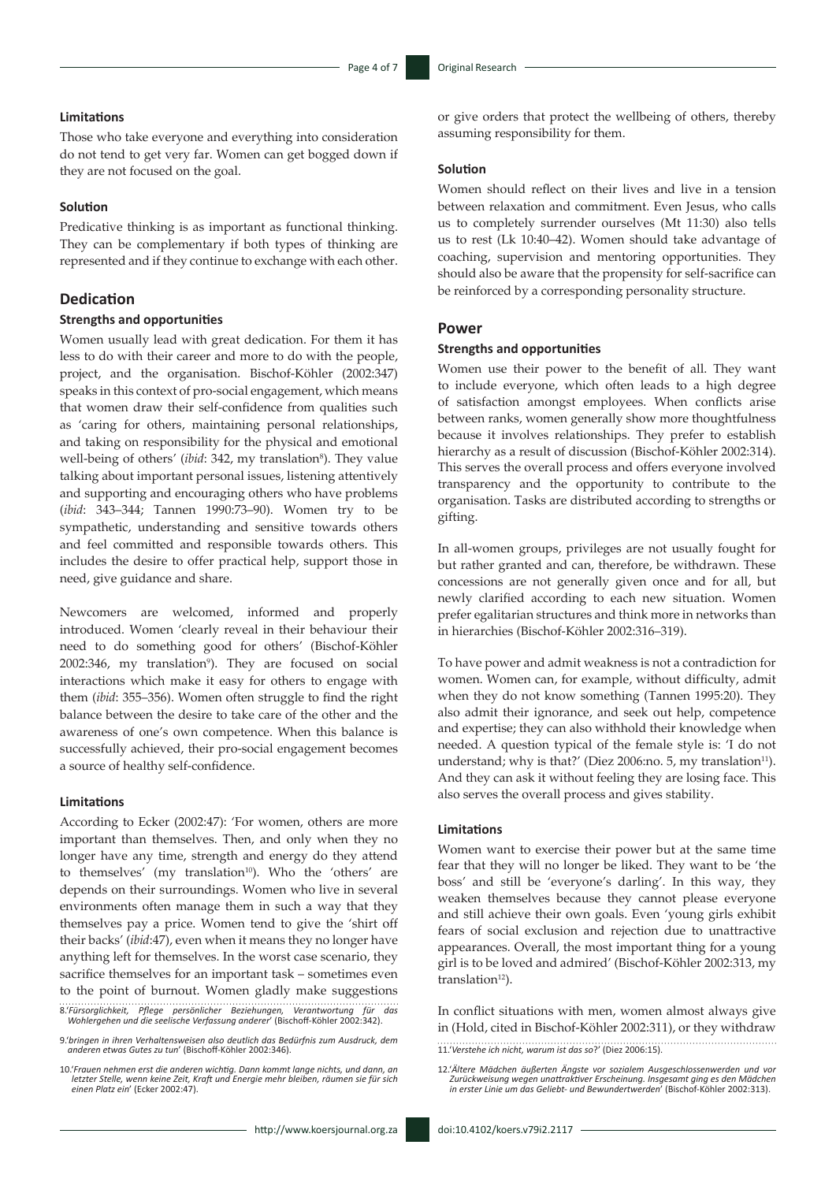#### Limitations

Those who take everyone and everything into consideration do not tend to get very far. Women can get bogged down if they are not focused on the goal.

#### Solution

Predicative thinking is as important as functional thinking. They can be complementary if both types of thinking are represented and if they continue to exchange with each other.

### Dedication

#### Strengths and opportunities

Women usually lead with great dedication. For them it has less to do with their career and more to do with the people, project, and the organisation. Bischof-Köhler (2002:347) speaks in this context of pro-social engagement, which means that women draw their self-confidence from qualities such as 'caring for others, maintaining personal relationships, and taking on responsibility for the physical and emotional well-being of others' (*ibid*: 342, my translation[8]). They value talking about important personal issues, listening attentively and supporting and encouraging others who have problems (*ibid*: 343–344; Tannen 1990:73–90). Women try to be sympathetic, understanding and sensitive towards others and feel committed and responsible towards others. This includes the desire to offer practical help, support those in need, give guidance and share.

Newcomers are welcomed, informed and properly introduced. Women 'clearly reveal in their behaviour their need to do something good for others' (Bischof-Köhler 2002:346, my translation[9]). They are focused on social interactions which make it easy for others to engage with them (*ibid*: 355–356). Women often struggle to find the right balance between the desire to take care of the other and the awareness of one's own competence. When this balance is successfully achieved, their pro-social engagement becomes a source of healthy self-confidence.

#### Limitations

According to Ecker (2002:47): 'For women, others are more important than themselves. Then, and only when they no longer have any time, strength and energy do they attend to themselves' (my translation[10]). Who the 'others' are depends on their surroundings. Women who live in several environments often manage them in such a way that they themselves pay a price. Women tend to give the 'shirt off their backs' (*ibid*:47), even when it means they no longer have anything left for themselves. In the worst case scenario, they sacrifice themselves for an important task – sometimes even to the point of burnout. Women gladly make suggestions or give orders that protect the wellbeing of others, thereby assuming responsibility for them.

#### Solution

Women should reflect on their lives and live in a tension between relaxation and commitment. Even Jesus, who calls us to completely surrender ourselves (Mt 11:30) also tells us to rest (Lk 10:40–42). Women should take advantage of coaching, supervision and mentoring opportunities. They should also be aware that the propensity for self-sacrifice can be reinforced by a corresponding personality structure.

### Power

#### Strengths and opportunities

Women use their power to the benefit of all. They want to include everyone, which often leads to a high degree of satisfaction amongst employees. When conflicts arise between ranks, women generally show more thoughtfulness because it involves relationships. They prefer to establish hierarchy as a result of discussion (Bischof-Köhler 2002:314). This serves the overall process and offers everyone involved transparency and the opportunity to contribute to the organisation. Tasks are distributed according to strengths or gifting.

In all-women groups, privileges are not usually fought for but rather granted and can, therefore, be withdrawn. These concessions are not generally given once and for all, but newly clarified according to each new situation. Women prefer egalitarian structures and think more in networks than in hierarchies (Bischof-Köhler 2002:316–319).

To have power and admit weakness is not a contradiction for women. Women can, for example, without difficulty, admit when they do not know something (Tannen 1995:20). They also admit their ignorance, and seek out help, competence and expertise; they can also withhold their knowledge when needed. A question typical of the female style is: 'I do not understand; why is that?' (Diez 2006:no. 5, my translation[11]). And they can ask it without feeling they are losing face. This also serves the overall process and gives stability.

#### Limitations

Women want to exercise their power but at the same time fear that they will no longer be liked. They want to be 'the boss' and still be 'everyone's darling'. In this way, they weaken themselves because they cannot please everyone and still achieve their own goals. Even 'young girls exhibit fears of social exclusion and rejection due to unattractive appearances. Overall, the most important thing for a young girl is to be loved and admired' (Bischof-Köhler 2002:313, my translation[12]).

In conflict situations with men, women almost always give in (Hold, cited in Bischof-Köhler 2002:311), or they withdraw

---

8.'*Fürsorglichkeit, Pflege persönlicher Beziehungen, Verantwortung für das Wohlergehen und die seelische Verfassung anderer*' (Bischoff-Köhler 2002:342).

9.'*bringen in ihren Verhaltensweisen also deutlich das Bedürfnis zum Ausdruck, dem anderen etwas Gutes zu tun*' (Bischoff-Köhler 2002:346).

10.'*Frauen nehmen erst die anderen wichtig. Dann kommt lange nichts, und dann, an letzter Stelle, wenn keine Zeit, Kraft und Energie mehr bleiben, räumen sie für sich einen Platz ein*' (Ecker 2002:47).

11.'*Verstehe ich nicht, warum ist das so?*' (Diez 2006:15).

12.'*Ältere Mädchen äußerten Ängste vor sozialem Ausgeschlossenwerden und vor Zurückweisung wegen unattraktiver Erscheinung. Insgesamt ging es den Mädchen in erster Linie um das Geliebt- und Bewundertwerden*' (Bischof-Köhler 2002:313).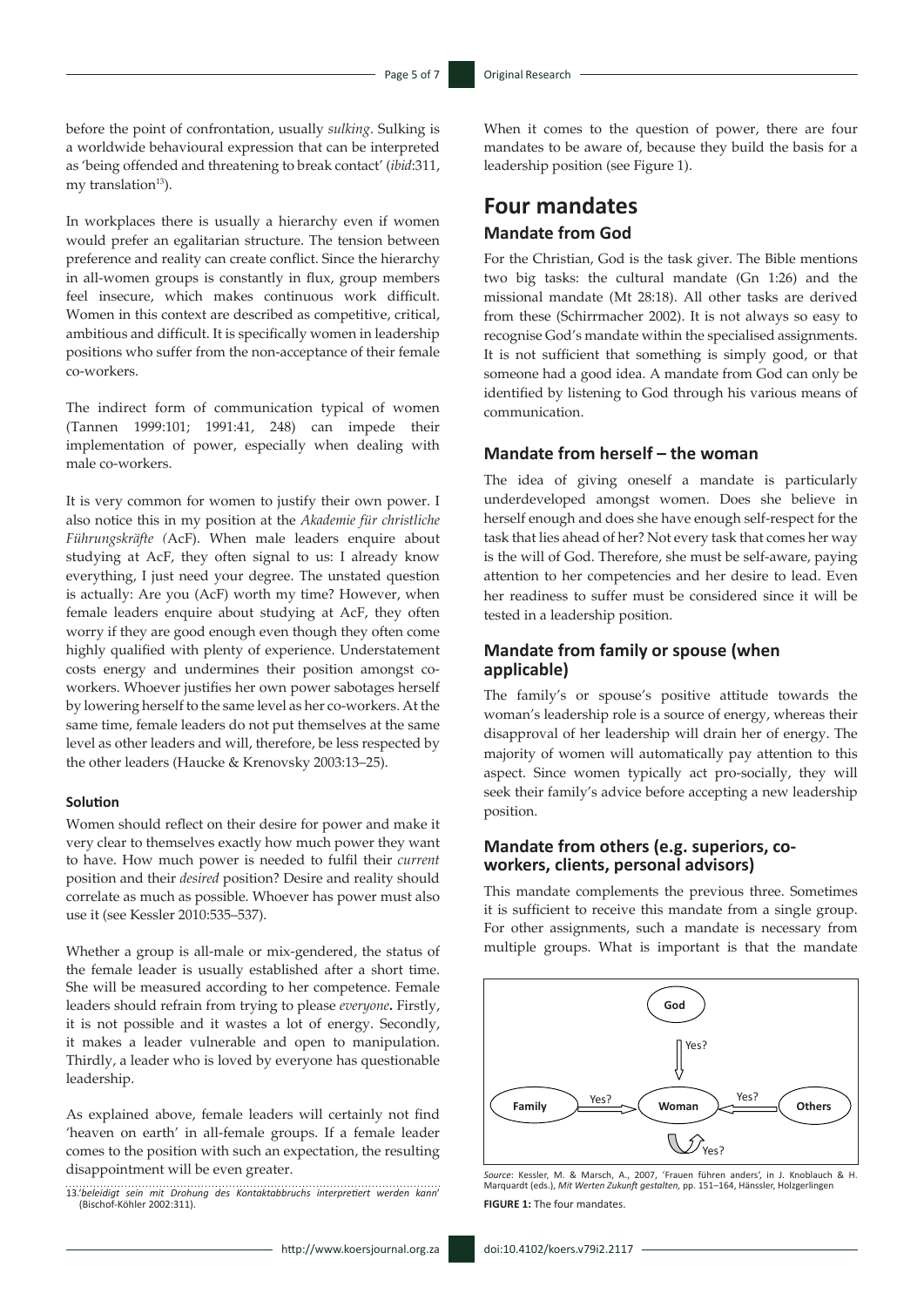before the point of confrontation, usually *sulking*. Sulking is a worldwide behavioural expression that can be interpreted as 'being offended and threatening to break contact' (*ibid*:311, my translation[13]).

In workplaces there is usually a hierarchy even if women would prefer an egalitarian structure. The tension between preference and reality can create conflict. Since the hierarchy in all-women groups is constantly in flux, group members feel insecure, which makes continuous work difficult. Women in this context are described as competitive, critical, ambitious and difficult. It is specifically women in leadership positions who suffer from the non-acceptance of their female co-workers.

The indirect form of communication typical of women (Tannen 1999:101; 1991:41, 248) can impede their implementation of power, especially when dealing with male co-workers.

It is very common for women to justify their own power. I also notice this in my position at the *Akademie für christliche Führungskräfte* (AcF). When male leaders enquire about studying at AcF, they often signal to us: I already know everything, I just need your degree. The unstated question is actually: Are you (AcF) worth my time? However, when female leaders enquire about studying at AcF, they often worry if they are good enough even though they often come highly qualified with plenty of experience. Understatement costs energy and undermines their position amongst co-workers. Whoever justifies her own power sabotages herself by lowering herself to the same level as her co-workers. At the same time, female leaders do not put themselves at the same level as other leaders and will, therefore, be less respected by the other leaders (Haucke & Krenovsky 2003:13–25).

#### Solution

Women should reflect on their desire for power and make it very clear to themselves exactly how much power they want to have. How much power is needed to fulfil their *current* position and their *desired* position? Desire and reality should correlate as much as possible. Whoever has power must also use it (see Kessler 2010:535–537).

Whether a group is all-male or mix-gendered, the status of the female leader is usually established after a short time. She will be measured according to her competence. Female leaders should refrain from trying to please *everyone*. Firstly, it is not possible and it wastes a lot of energy. Secondly, it makes a leader vulnerable and open to manipulation. Thirdly, a leader who is loved by everyone has questionable leadership.

As explained above, female leaders will certainly not find 'heaven on earth' in all-female groups. If a female leader comes to the position with such an expectation, the resulting disappointment will be even greater.

When it comes to the question of power, there are four mandates to be aware of, because they build the basis for a leadership position (see Figure 1).

## Four mandates

### Mandate from God

For the Christian, God is the task giver. The Bible mentions two big tasks: the cultural mandate (Gn 1:26) and the missional mandate (Mt 28:18). All other tasks are derived from these (Schirrmacher 2002). It is not always so easy to recognise God's mandate within the specialised assignments. It is not sufficient that something is simply good, or that someone had a good idea. A mandate from God can only be identified by listening to God through his various means of communication.

### Mandate from herself – the woman

The idea of giving oneself a mandate is particularly underdeveloped amongst women. Does she believe in herself enough and does she have enough self-respect for the task that lies ahead of her? Not every task that comes her way is the will of God. Therefore, she must be self-aware, paying attention to her competencies and her desire to lead. Even her readiness to suffer must be considered since it will be tested in a leadership position.

### Mandate from family or spouse (when applicable)

The family's or spouse's positive attitude towards the woman's leadership role is a source of energy, whereas their disapproval of her leadership will drain her of energy. The majority of women will automatically pay attention to this aspect. Since women typically act pro-socially, they will seek their family's advice before accepting a new leadership position.

### Mandate from others (e.g. superiors, co-workers, clients, personal advisors)

This mandate complements the previous three. Sometimes it is sufficient to receive this mandate from a single group. For other assignments, such a mandate is necessary from multiple groups. What is important is that the mandate

God → Yes? → Woman; Family → Yes? → Woman; Others → Yes? → Woman; Woman → Yes? (self)

*Source*: Kessler, M. & Marsch, A., 2007, 'Frauen führen anders', in J. Knoblauch & H. Marquardt (eds.), *Mit Werten Zukunft gestalten*, pp. 151–164, Hänssler, Holzgerlingen

**FIGURE 1:** The four mandates.

13.'*beleidigt sein mit Drohung des Kontaktabbruchs interpretiert werden kann*' (Bischof-Köhler 2002:311).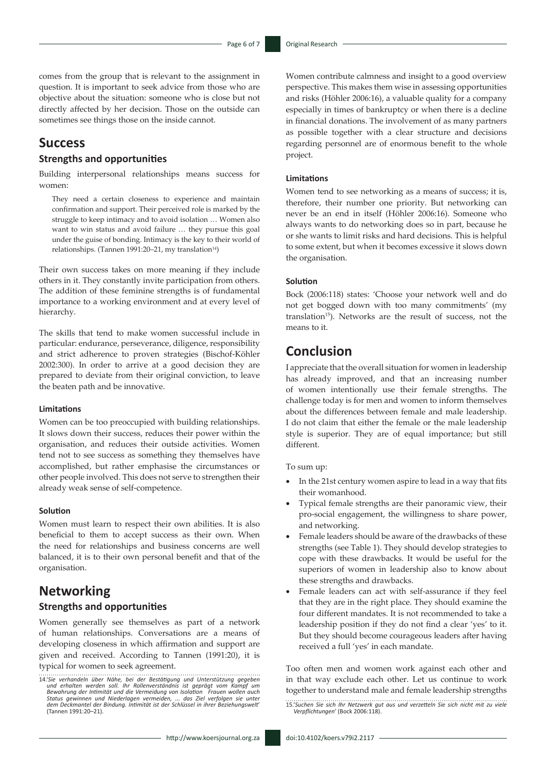comes from the group that is relevant to the assignment in question. It is important to seek advice from those who are objective about the situation: someone who is close but not directly affected by her decision. Those on the outside can sometimes see things those on the inside cannot.

## Success

### Strengths and opportunities

Building interpersonal relationships means success for women:

> They need a certain closeness to experience and maintain confirmation and support. Their perceived role is marked by the struggle to keep intimacy and to avoid isolation … Women also want to win status and avoid failure … they pursue this goal under the guise of bonding. Intimacy is the key to their world of relationships. (Tannen 1991:20–21, my translation[14])

Their own success takes on more meaning if they include others in it. They constantly invite participation from others. The addition of these feminine strengths is of fundamental importance to a working environment and at every level of hierarchy.

The skills that tend to make women successful include in particular: endurance, perseverance, diligence, responsibility and strict adherence to proven strategies (Bischof-Köhler 2002:300). In order to arrive at a good decision they are prepared to deviate from their original conviction, to leave the beaten path and be innovative.

#### Limitations

Women can be too preoccupied with building relationships. It slows down their success, reduces their power within the organisation, and reduces their outside activities. Women tend not to see success as something they themselves have accomplished, but rather emphasise the circumstances or other people involved. This does not serve to strengthen their already weak sense of self-competence.

#### Solution

Women must learn to respect their own abilities. It is also beneficial to them to accept success as their own. When the need for relationships and business concerns are well balanced, it is to their own personal benefit and that of the organisation.

## Networking

### Strengths and opportunities

Women generally see themselves as part of a network of human relationships. Conversations are a means of developing closeness in which affirmation and support are given and received. According to Tannen (1991:20), it is typical for women to seek agreement.

Women contribute calmness and insight to a good overview perspective. This makes them wise in assessing opportunities and risks (Höhler 2006:16), a valuable quality for a company especially in times of bankruptcy or when there is a decline in financial donations. The involvement of as many partners as possible together with a clear structure and decisions regarding personnel are of enormous benefit to the whole project.

#### Limitations

Women tend to see networking as a means of success; it is, therefore, their number one priority. But networking can never be an end in itself (Höhler 2006:16). Someone who always wants to do networking does so in part, because he or she wants to limit risks and hard decisions. This is helpful to some extent, but when it becomes excessive it slows down the organisation.

#### Solution

Bock (2006:118) states: 'Choose your network well and do not get bogged down with too many commitments' (my translation[15]). Networks are the result of success, not the means to it.

## Conclusion

I appreciate that the overall situation for women in leadership has already improved, and that an increasing number of women intentionally use their female strengths. The challenge today is for men and women to inform themselves about the differences between female and male leadership. I do not claim that either the female or the male leadership style is superior. They are of equal importance; but still different.

To sum up:

- In the 21st century women aspire to lead in a way that fits their womanhood.
- Typical female strengths are their panoramic view, their pro-social engagement, the willingness to share power, and networking.
- Female leaders should be aware of the drawbacks of these strengths (see Table 1). They should develop strategies to cope with these drawbacks. It would be useful for the superiors of women in leadership also to know about these strengths and drawbacks.
- Female leaders can act with self-assurance if they feel that they are in the right place. They should examine the four different mandates. It is not recommended to take a leadership position if they do not find a clear 'yes' to it. But they should become courageous leaders after having received a full 'yes' in each mandate.

Too often men and women work against each other and in that way exclude each other. Let us continue to work together to understand male and female leadership strengths

---

14. '*Sie verhandeln über Nähe, bei der Bestätigung und Unterstützung gegeben und erhalten werden soll. Ihr Rollenverständnis ist geprägt vom Kampf um Bewahrung der Intimität und die Vermeidung von Isolation Frauen wollen auch Status gewinnen und Niederlagen vermeiden, ... das Ziel verfolgen sie unter dem Deckmantel der Bindung. Intimität ist der Schlüssel in ihrer Beziehungswelt*' (Tannen 1991:20–21).

15. '*Suchen Sie sich Ihr Netzwerk gut aus und verzetteln Sie sich nicht mit zu viele Verpflichtungen*' (Bock 2006:118).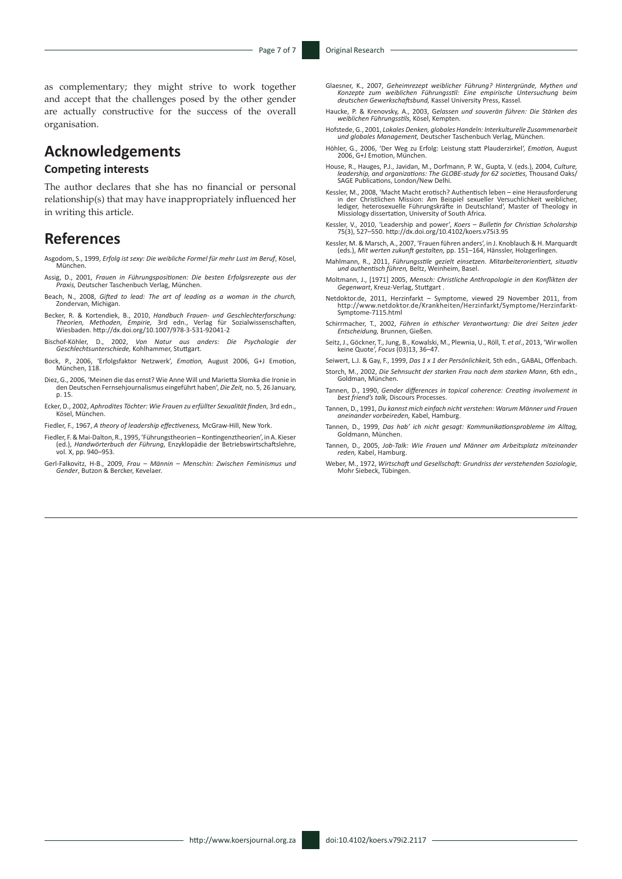as complementary; they might strive to work together and accept that the challenges posed by the other gender are actually constructive for the success of the overall organisation.

# Acknowledgements

## Competing interests

The author declares that she has no financial or personal relationship(s) that may have inappropriately influenced her in writing this article.

# References

Asgodom, S., 1999, *Erfolg ist sexy: Die weibliche Formel für mehr Lust im Beruf*, Kösel, München.

Assig, D., 2001, *Frauen in Führungspositionen: Die besten Erfolgsrezepte aus der Praxis,* Deutscher Taschenbuch Verlag, München.

Beach, N., 2008, *Gifted to lead: The art of leading as a woman in the church,* Zondervan, Michigan.

Becker, R. & Kortendiek, B., 2010, *Handbuch Frauen- und Geschlechterforschung: Theorien, Methoden, Empirie,* 3rd edn., Verlag für Sozialwissenschaften, Wiesbaden. http://dx.doi.org/10.1007/978-3-531-92041-2

Bischof-Köhler, D., 2002, *Von Natur aus anders: Die Psychologie der Geschlechtsunterschiede,* Kohlhammer, Stuttgart.

Bock, P., 2006, 'Erfolgsfaktor Netzwerk', *Emotion,* August 2006, G+J Emotion, München, 118.

Diez, G., 2006, 'Meinen die die das ernst? Wie Anne Will und Marietta Slomka die Ironie in den Deutschen Fernsehjournalismus eingeführt haben', *Die Zeit,* no. 5, 26 January, p. 15.

Ecker, D., 2002, *Aphrodites Töchter: Wie Frauen zu erfüllter Sexualität finden*, 3rd edn., Kösel, München.

Fiedler, F., 1967, *A theory of leadership effectiveness,* McGraw-Hill, New York.

Fiedler, F. & Mai-Dalton, R., 1995, 'Führungstheorien – Kontingenztheorien', in A. Kieser (ed.), *Handwörterbuch der Führung*, Enzyklopädie der Betriebswirtschaftslehre, vol. X, pp. 940–953.

Gerl-Falkovitz, H-B., 2009, *Frau – Männin – Menschin: Zwischen Feminismus und Gender*, Butzon & Bercker, Kevelaer.

Glaesner, K., 2007, *Geheimrezept weiblicher Führung? Hintergründe, Mythen und Konzepte zum weiblichen Führungsstil: Eine empirische Untersuchung beim deutschen Gewerkschaftsbund,* Kassel University Press, Kassel.

Haucke, P. & Krenovsky, A., 2003, *Gelassen und souverän führen: Die Stärken des weiblichen Führungsstils,* Kösel, Kempten.

Hofstede, G., 2001, *Lokales Denken, globales Handeln: Interkulturelle Zusammenarbeit und globales Management,* Deutscher Taschenbuch Verlag, München.

Höhler, G., 2006, 'Der Weg zu Erfolg: Leistung statt Plauderzirkel', *Emotion,* August 2006, G+J Emotion, München.

House, R., Hauges, P.J., Javidan, M., Dorfmann, P. W., Gupta, V. (eds.), 2004, *Culture, leadership, and organizations: The GLOBE-study for 62 societies,* Thousand Oaks/ SAGE Publications, London/New Delhi.

Kessler, M., 2008, 'Macht Macht erotisch? Authentisch leben – eine Herausforderung in der Christlichen Mission: Am Beispiel sexueller Versuchlichkeit weiblicher, ledger, heterosexuelle Führungskräfte in Deutschland', Master of Theology in Missiology dissertation, University of South Africa.

Kessler, V., 2010, 'Leadership and power', *Koers – Bulletin for Christian Scholarship* 75(3), 527–550. http://dx.doi.org/10.4102/koers.v75i3.95

Kessler, M. & Marsch, A., 2007, 'Frauen führen anders', in J. Knoblauch & H. Marquardt (eds.), *Mit werten zukunft gestalten,* pp. 151–164, Hänssler, Holzgerlingen.

Mahlmann, R., 2011, *Führungsstile gezielt einsetzen. Mitarbeiterorientiert, situativ und authentisch führen,* Beltz, Weinheim, Basel.

Moltmann, J., [1971] 2005, *Mensch: Christliche Anthropologie in den Konflikten der Gegenwart*, Kreuz-Verlag, Stuttgart .

Netdoktor.de, 2011, Herzinfarkt – Symptome, viewed 29 November 2011, from http://www.netdoktor.de/Krankheiten/Herzinfarkt/Symptome/Herzinfarkt-Symptome-7115.html

Schirrmacher, T., 2002, *Führen in ethischer Verantwortung: Die drei Seiten jeder Entscheidung,* Brunnen, Gießen.

Seitz, J., Göckner, T., Jung, B., Kowalski, M., Plewnia, U., Röll, T. *et al.*, 2013, 'Wir wollen keine Quote', *Focus* (03)13, 36–47.

Seiwert, L.J. & Gay, F., 1999, *Das 1 x 1 der Persönlichkeit,* 5th edn., GABAL, Offenbach.

Storch, M., 2002, *Die Sehnsucht der starken Frau nach dem starken Mann*, 6th edn., Goldman, München.

Tannen, D., 1990, *Gender differences in topical coherence: Creating involvement in best friend's talk,* Discours Processes.

Tannen, D., 1991, *Du kannst mich einfach nicht verstehen: Warum Männer und Frauen aneinander vorbeireden,* Kabel, Hamburg.

Tannen, D., 1999, *Das hab' ich nicht gesagt: Kommunikationsprobleme im Alltag,* Goldmann, München.

Tannen, D., 2005, *Job-Talk: Wie Frauen und Männer am Arbeitsplatz miteinander reden,* Kabel, Hamburg.

Weber, M., 1972, *Wirtschaft und Gesellschaft: Grundriss der verstehenden Soziologie,* Mohr Siebeck, Tübingen.